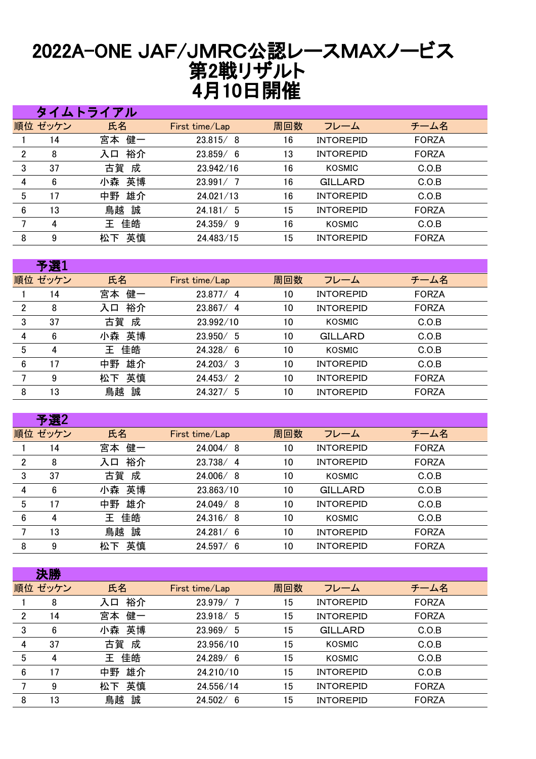# 2022A-ONE JAF/JMRC公認レースMAXノービス
# 第2戦リザルト
# 4月10日開催

## タイムトライアル

| 順位 | ゼッケン | 氏名 | First time/Lap | 周回数 | フレーム | チーム名 |
|---|---|---|---|---|---|---|
| 1 | 14 | 宮本　健一 | 23.815/ 8 | 16 | INTOREPID | FORZA |
| 2 | 8 | 入口　裕介 | 23.859/ 6 | 13 | INTOREPID | FORZA |
| 3 | 37 | 古賀　成 | 23.942/16 | 16 | KOSMIC | C.O.B |
| 4 | 6 | 小森　英博 | 23.991/ 7 | 16 | GILLARD | C.O.B |
| 5 | 17 | 中野　雄介 | 24.021/13 | 16 | INTOREPID | C.O.B |
| 6 | 13 | 鳥越　誠 | 24.181/ 5 | 15 | INTOREPID | FORZA |
| 7 | 4 | 王　佳皓 | 24.359/ 9 | 16 | KOSMIC | C.O.B |
| 8 | 9 | 松下　英慎 | 24.483/15 | 15 | INTOREPID | FORZA |

## 予選1

| 順位 | ゼッケン | 氏名 | First time/Lap | 周回数 | フレーム | チーム名 |
|---|---|---|---|---|---|---|
| 1 | 14 | 宮本　健一 | 23.877/ 4 | 10 | INTOREPID | FORZA |
| 2 | 8 | 入口　裕介 | 23.867/ 4 | 10 | INTOREPID | FORZA |
| 3 | 37 | 古賀　成 | 23.992/10 | 10 | KOSMIC | C.O.B |
| 4 | 6 | 小森　英博 | 23.950/ 5 | 10 | GILLARD | C.O.B |
| 5 | 4 | 王　佳皓 | 24.328/ 6 | 10 | KOSMIC | C.O.B |
| 6 | 17 | 中野　雄介 | 24.203/ 3 | 10 | INTOREPID | C.O.B |
| 7 | 9 | 松下　英慎 | 24.453/ 2 | 10 | INTOREPID | FORZA |
| 8 | 13 | 鳥越　誠 | 24.327/ 5 | 10 | INTOREPID | FORZA |

## 予選2

| 順位 | ゼッケン | 氏名 | First time/Lap | 周回数 | フレーム | チーム名 |
|---|---|---|---|---|---|---|
| 1 | 14 | 宮本　健一 | 24.004/ 8 | 10 | INTOREPID | FORZA |
| 2 | 8 | 入口　裕介 | 23.738/ 4 | 10 | INTOREPID | FORZA |
| 3 | 37 | 古賀　成 | 24.006/ 8 | 10 | KOSMIC | C.O.B |
| 4 | 6 | 小森　英博 | 23.863/10 | 10 | GILLARD | C.O.B |
| 5 | 17 | 中野　雄介 | 24.049/ 8 | 10 | INTOREPID | C.O.B |
| 6 | 4 | 王　佳皓 | 24.316/ 8 | 10 | KOSMIC | C.O.B |
| 7 | 13 | 鳥越　誠 | 24.281/ 6 | 10 | INTOREPID | FORZA |
| 8 | 9 | 松下　英慎 | 24.597/ 6 | 10 | INTOREPID | FORZA |

## 決勝

| 順位 | ゼッケン | 氏名 | First time/Lap | 周回数 | フレーム | チーム名 |
|---|---|---|---|---|---|---|
| 1 | 8 | 入口　裕介 | 23.979/ 7 | 15 | INTOREPID | FORZA |
| 2 | 14 | 宮本　健一 | 23.918/ 5 | 15 | INTOREPID | FORZA |
| 3 | 6 | 小森　英博 | 23.969/ 5 | 15 | GILLARD | C.O.B |
| 4 | 37 | 古賀　成 | 23.956/10 | 15 | KOSMIC | C.O.B |
| 5 | 4 | 王　佳皓 | 24.289/ 6 | 15 | KOSMIC | C.O.B |
| 6 | 17 | 中野　雄介 | 24.210/10 | 15 | INTOREPID | C.O.B |
| 7 | 9 | 松下　英慎 | 24.556/14 | 15 | INTOREPID | FORZA |
| 8 | 13 | 鳥越　誠 | 24.502/ 6 | 15 | INTOREPID | FORZA |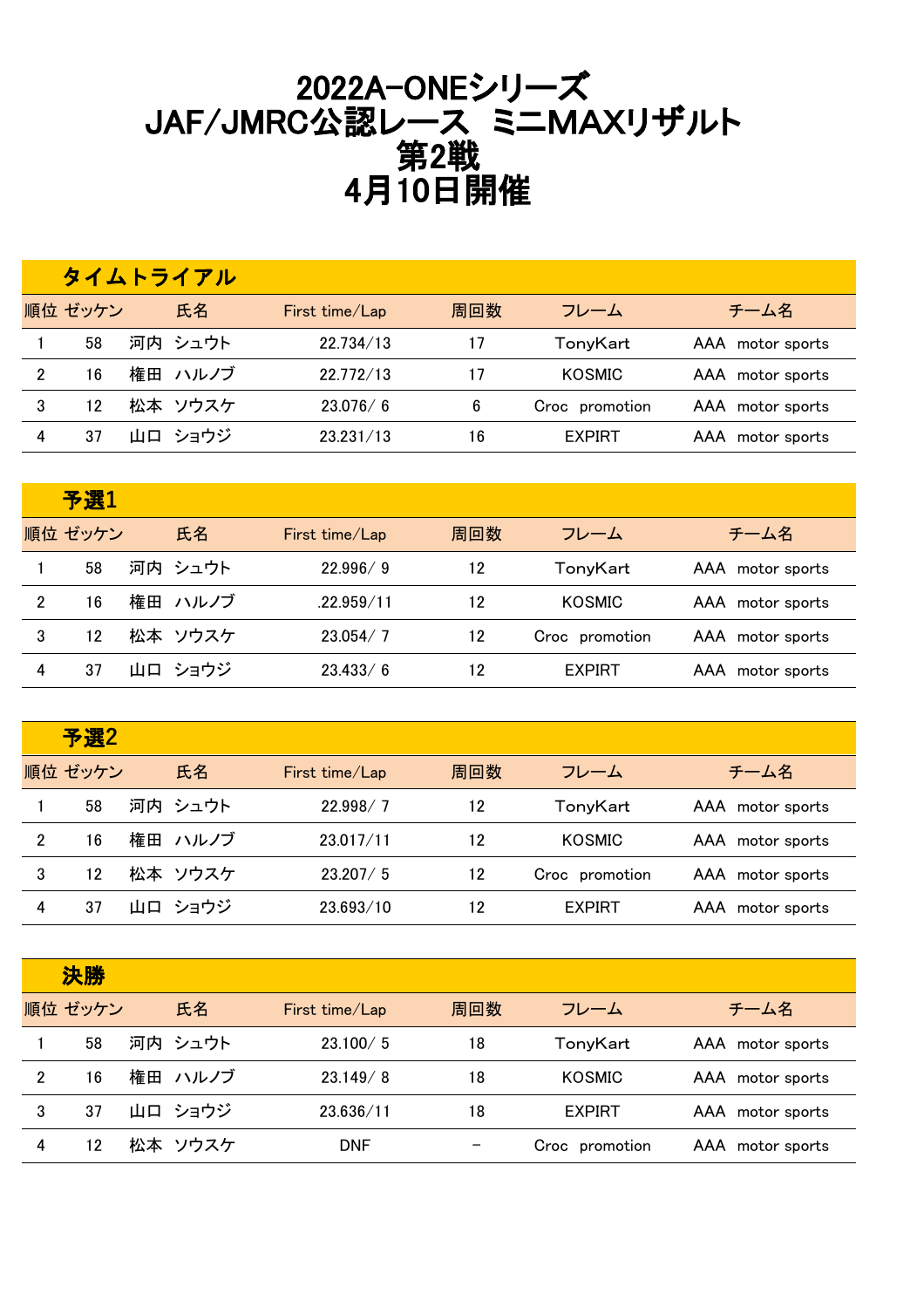# 2022A-ONEシリーズ
# JAF/JMRC公認レース　ミニMAXリザルト
# 第2戦
# 4月10日開催

## タイムトライアル

| 順位 | ゼッケン | 氏名 | First time/Lap | 周回数 | フレーム | チーム名 |
|---|---|---|---|---|---|---|
| 1 | 58 | 河内　シュウト | 22.734/13 | 17 | TonyKart | AAA　motor sports |
| 2 | 16 | 権田　ハルノブ | 22.772/13 | 17 | KOSMIC | AAA　motor sports |
| 3 | 12 | 松本　ソウスケ | 23.076/ 6 | 6 | Croc　promotion | AAA　motor sports |
| 4 | 37 | 山口　ショウジ | 23.231/13 | 16 | EXPIRT | AAA　motor sports |

## 予選1

| 順位 | ゼッケン | 氏名 | First time/Lap | 周回数 | フレーム | チーム名 |
|---|---|---|---|---|---|---|
| 1 | 58 | 河内　シュウト | 22.996/ 9 | 12 | TonyKart | AAA　motor sports |
| 2 | 16 | 権田　ハルノブ | .22.959/11 | 12 | KOSMIC | AAA　motor sports |
| 3 | 12 | 松本　ソウスケ | 23.054/ 7 | 12 | Croc　promotion | AAA　motor sports |
| 4 | 37 | 山口　ショウジ | 23.433/ 6 | 12 | EXPIRT | AAA　motor sports |

## 予選2

| 順位 | ゼッケン | 氏名 | First time/Lap | 周回数 | フレーム | チーム名 |
|---|---|---|---|---|---|---|
| 1 | 58 | 河内　シュウト | 22.998/ 7 | 12 | TonyKart | AAA　motor sports |
| 2 | 16 | 権田　ハルノブ | 23.017/11 | 12 | KOSMIC | AAA　motor sports |
| 3 | 12 | 松本　ソウスケ | 23.207/ 5 | 12 | Croc　promotion | AAA　motor sports |
| 4 | 37 | 山口　ショウジ | 23.693/10 | 12 | EXPIRT | AAA　motor sports |

## 決勝

| 順位 | ゼッケン | 氏名 | First time/Lap | 周回数 | フレーム | チーム名 |
|---|---|---|---|---|---|---|
| 1 | 58 | 河内　シュウト | 23.100/ 5 | 18 | TonyKart | AAA　motor sports |
| 2 | 16 | 権田　ハルノブ | 23.149/ 8 | 18 | KOSMIC | AAA　motor sports |
| 3 | 37 | 山口　ショウジ | 23.636/11 | 18 | EXPIRT | AAA　motor sports |
| 4 | 12 | 松本　ソウスケ | DNF | – | Croc　promotion | AAA　motor sports |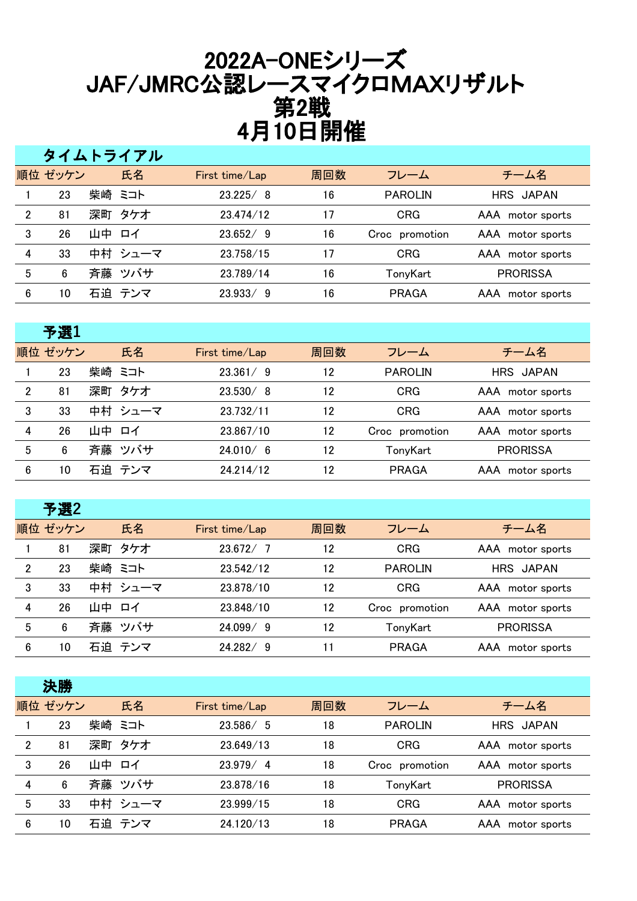# 2022A-ONEシリーズ
# JAF/JMRC公認レースマイクロMAXリザルト
# 第2戦
# 4月10日開催

## タイムトライアル

| 順位 | ゼッケン | 氏名 | First time/Lap | 周回数 | フレーム | チーム名 |
|---|---|---|---|---|---|---|
| 1 | 23 | 柴崎 ミコト | 23.225/ 8 | 16 | PAROLIN | HRS JAPAN |
| 2 | 81 | 深町 タケオ | 23.474/12 | 17 | CRG | AAA motor sports |
| 3 | 26 | 山中 ロイ | 23.652/ 9 | 16 | Croc promotion | AAA motor sports |
| 4 | 33 | 中村 シューマ | 23.758/15 | 17 | CRG | AAA motor sports |
| 5 | 6 | 斉藤 ツバサ | 23.789/14 | 16 | TonyKart | PRORISSA |
| 6 | 10 | 石迫 テンマ | 23.933/ 9 | 16 | PRAGA | AAA motor sports |

## 予選1

| 順位 | ゼッケン | 氏名 | First time/Lap | 周回数 | フレーム | チーム名 |
|---|---|---|---|---|---|---|
| 1 | 23 | 柴崎 ミコト | 23.361/ 9 | 12 | PAROLIN | HRS JAPAN |
| 2 | 81 | 深町 タケオ | 23.530/ 8 | 12 | CRG | AAA motor sports |
| 3 | 33 | 中村 シューマ | 23.732/11 | 12 | CRG | AAA motor sports |
| 4 | 26 | 山中 ロイ | 23.867/10 | 12 | Croc promotion | AAA motor sports |
| 5 | 6 | 斉藤 ツバサ | 24.010/ 6 | 12 | TonyKart | PRORISSA |
| 6 | 10 | 石迫 テンマ | 24.214/12 | 12 | PRAGA | AAA motor sports |

## 予選2

| 順位 | ゼッケン | 氏名 | First time/Lap | 周回数 | フレーム | チーム名 |
|---|---|---|---|---|---|---|
| 1 | 81 | 深町 タケオ | 23.672/ 7 | 12 | CRG | AAA motor sports |
| 2 | 23 | 柴崎 ミコト | 23.542/12 | 12 | PAROLIN | HRS JAPAN |
| 3 | 33 | 中村 シューマ | 23.878/10 | 12 | CRG | AAA motor sports |
| 4 | 26 | 山中 ロイ | 23.848/10 | 12 | Croc promotion | AAA motor sports |
| 5 | 6 | 斉藤 ツバサ | 24.099/ 9 | 12 | TonyKart | PRORISSA |
| 6 | 10 | 石迫 テンマ | 24.282/ 9 | 11 | PRAGA | AAA motor sports |

## 決勝

| 順位 | ゼッケン | 氏名 | First time/Lap | 周回数 | フレーム | チーム名 |
|---|---|---|---|---|---|---|
| 1 | 23 | 柴崎 ミコト | 23.586/ 5 | 18 | PAROLIN | HRS JAPAN |
| 2 | 81 | 深町 タケオ | 23.649/13 | 18 | CRG | AAA motor sports |
| 3 | 26 | 山中 ロイ | 23.979/ 4 | 18 | Croc promotion | AAA motor sports |
| 4 | 6 | 斉藤 ツバサ | 23.878/16 | 18 | TonyKart | PRORISSA |
| 5 | 33 | 中村 シューマ | 23.999/15 | 18 | CRG | AAA motor sports |
| 6 | 10 | 石迫 テンマ | 24.120/13 | 18 | PRAGA | AAA motor sports |